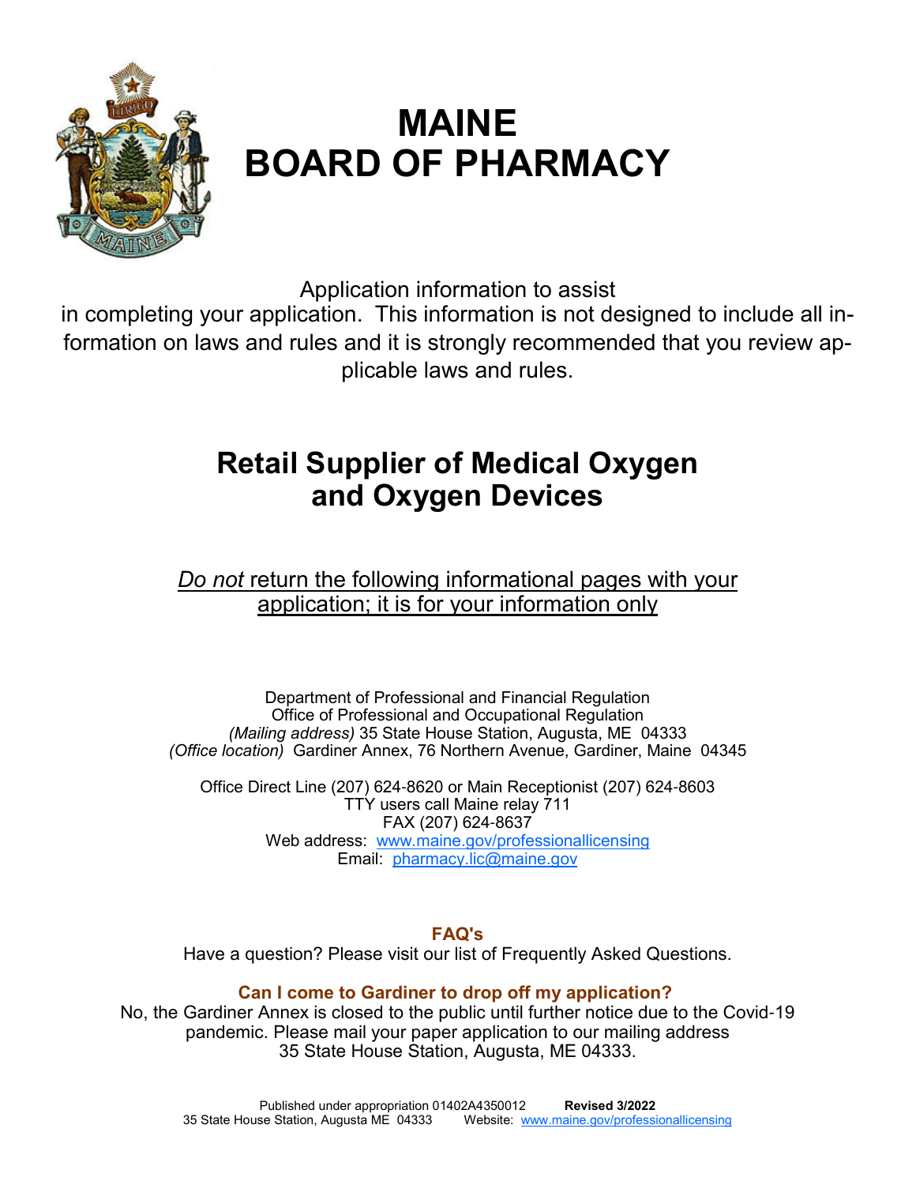# MAINE BOARD OF PHARMACY

Application information to assist in completing your application. This information is not designed to include all information on laws and rules and it is strongly recommended that you review applicable laws and rules.

## Retail Supplier of Medical Oxygen and Oxygen Devices

*Do not* return the following informational pages with your application; it is for your information only

Department of Professional and Financial Regulation
Office of Professional and Occupational Regulation
*(Mailing address)* 35 State House Station, Augusta, ME 04333
*(Office location)* Gardiner Annex, 76 Northern Avenue, Gardiner, Maine 04345

Office Direct Line (207) 624-8620 or Main Receptionist (207) 624-8603
TTY users call Maine relay 711
FAX (207) 624-8637
Web address: www.maine.gov/professionallicensing
Email: pharmacy.lic@maine.gov

**FAQ's**

Have a question? Please visit our list of Frequently Asked Questions.

**Can I come to Gardiner to drop off my application?**

No, the Gardiner Annex is closed to the public until further notice due to the Covid-19 pandemic. Please mail your paper application to our mailing address 35 State House Station, Augusta, ME 04333.

Published under appropriation 01402A4350012 **Revised 3/2022**
35 State House Station, Augusta ME 04333 Website: www.maine.gov/professionallicensing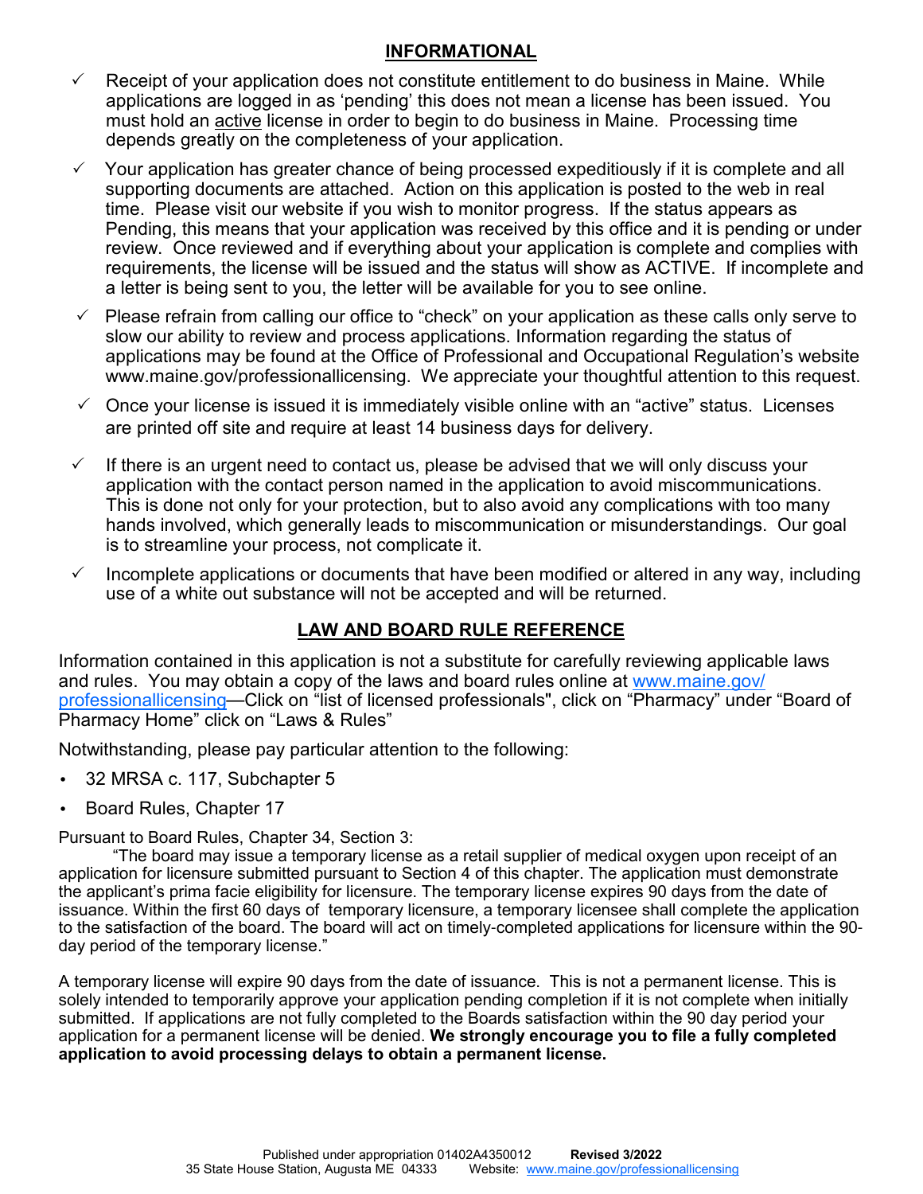## INFORMATIONAL

- ✓ Receipt of your application does not constitute entitlement to do business in Maine. While applications are logged in as 'pending' this does not mean a license has been issued. You must hold an active license in order to begin to do business in Maine. Processing time depends greatly on the completeness of your application.
- ✓ Your application has greater chance of being processed expeditiously if it is complete and all supporting documents are attached. Action on this application is posted to the web in real time. Please visit our website if you wish to monitor progress. If the status appears as Pending, this means that your application was received by this office and it is pending or under review. Once reviewed and if everything about your application is complete and complies with requirements, the license will be issued and the status will show as ACTIVE. If incomplete and a letter is being sent to you, the letter will be available for you to see online.
- ✓ Please refrain from calling our office to "check" on your application as these calls only serve to slow our ability to review and process applications. Information regarding the status of applications may be found at the Office of Professional and Occupational Regulation's website www.maine.gov/professionallicensing. We appreciate your thoughtful attention to this request.
- ✓ Once your license is issued it is immediately visible online with an "active" status. Licenses are printed off site and require at least 14 business days for delivery.
- ✓ If there is an urgent need to contact us, please be advised that we will only discuss your application with the contact person named in the application to avoid miscommunications. This is done not only for your protection, but to also avoid any complications with too many hands involved, which generally leads to miscommunication or misunderstandings. Our goal is to streamline your process, not complicate it.
- ✓ Incomplete applications or documents that have been modified or altered in any way, including use of a white out substance will not be accepted and will be returned.

## LAW AND BOARD RULE REFERENCE

Information contained in this application is not a substitute for carefully reviewing applicable laws and rules. You may obtain a copy of the laws and board rules online at www.maine.gov/professionallicensing—Click on "list of licensed professionals", click on "Pharmacy" under "Board of Pharmacy Home" click on "Laws & Rules"

Notwithstanding, please pay particular attention to the following:

- 32 MRSA c. 117, Subchapter 5
- Board Rules, Chapter 17

Pursuant to Board Rules, Chapter 34, Section 3:

"The board may issue a temporary license as a retail supplier of medical oxygen upon receipt of an application for licensure submitted pursuant to Section 4 of this chapter. The application must demonstrate the applicant's prima facie eligibility for licensure. The temporary license expires 90 days from the date of issuance. Within the first 60 days of temporary licensure, a temporary licensee shall complete the application to the satisfaction of the board. The board will act on timely-completed applications for licensure within the 90-day period of the temporary license."

A temporary license will expire 90 days from the date of issuance. This is not a permanent license. This is solely intended to temporarily approve your application pending completion if it is not complete when initially submitted. If applications are not fully completed to the Boards satisfaction within the 90 day period your application for a permanent license will be denied. **We strongly encourage you to file a fully completed application to avoid processing delays to obtain a permanent license.**

Published under appropriation 01402A4350012 **Revised 3/2022**
35 State House Station, Augusta ME 04333 Website: www.maine.gov/professionallicensing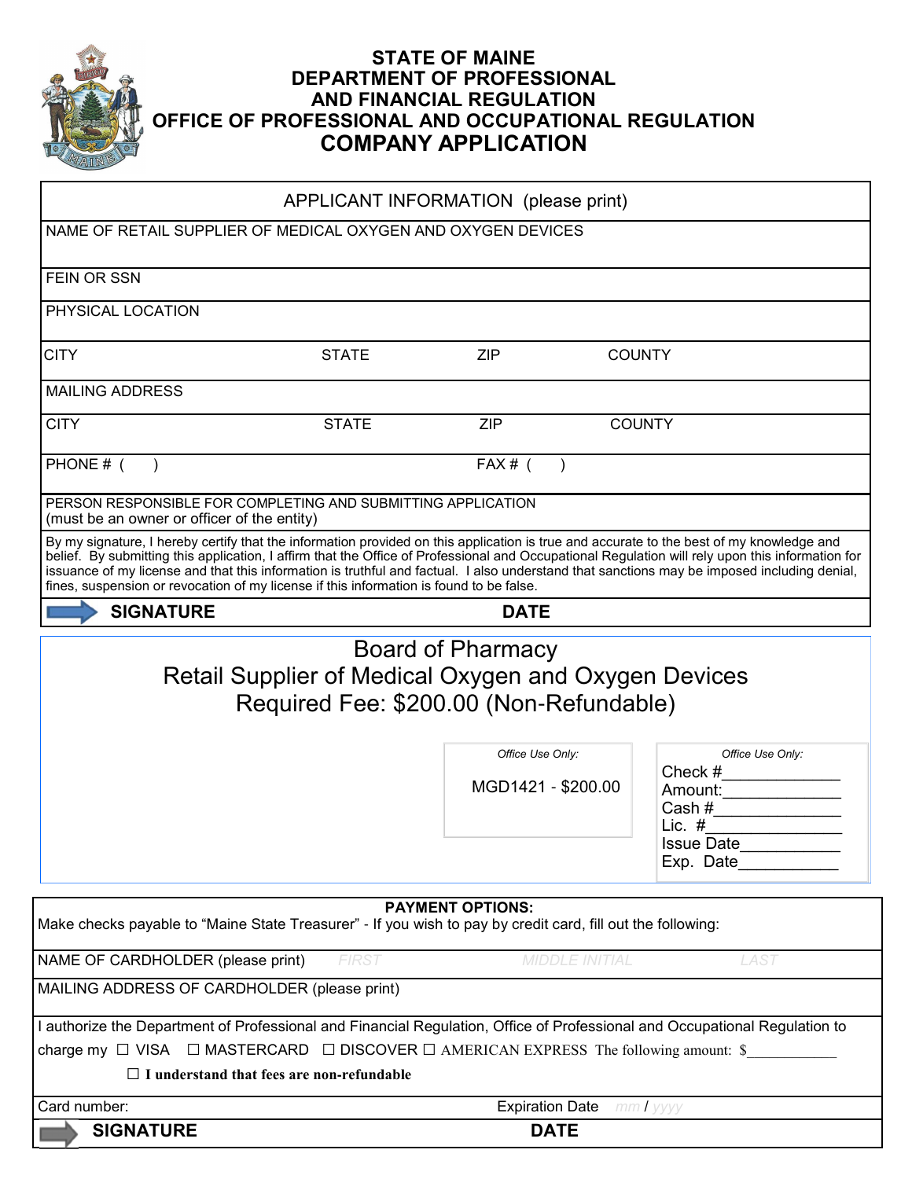# STATE OF MAINE
# DEPARTMENT OF PROFESSIONAL AND FINANCIAL REGULATION
# OFFICE OF PROFESSIONAL AND OCCUPATIONAL REGULATION
# COMPANY APPLICATION

| APPLICANT INFORMATION (please print) | | | |
|---|---|---|---|
| NAME OF RETAIL SUPPLIER OF MEDICAL OXYGEN AND OXYGEN DEVICES | | | |
| FEIN OR SSN | | | |
| PHYSICAL LOCATION | | | |
| CITY | STATE | ZIP | COUNTY |
| MAILING ADDRESS | | | |
| CITY | STATE | ZIP | COUNTY |
| PHONE # ( ) | | FAX # ( ) | |
| PERSON RESPONSIBLE FOR COMPLETING AND SUBMITTING APPLICATION (must be an owner or officer of the entity) | | | |

By my signature, I hereby certify that the information provided on this application is true and accurate to the best of my knowledge and belief. By submitting this application, I affirm that the Office of Professional and Occupational Regulation will rely upon this information for issuance of my license and that this information is truthful and factual. I also understand that sanctions may be imposed including denial, fines, suspension or revocation of my license if this information is found to be false.

**SIGNATURE** **DATE**

## Board of Pharmacy
## Retail Supplier of Medical Oxygen and Oxygen Devices
## Required Fee: $200.00 (Non-Refundable)

*Office Use Only:*

MGD1421 - $200.00

*Office Use Only:*

Check #_____________
Amount:_____________
Cash #_____________
Lic. #_____________
Issue Date___________
Exp. Date___________

**PAYMENT OPTIONS:**

Make checks payable to "Maine State Treasurer" - If you wish to pay by credit card, fill out the following:

| NAME OF CARDHOLDER (please print) | FIRST | MIDDLE INITIAL | LAST |
|---|---|---|---|
| MAILING ADDRESS OF CARDHOLDER (please print) | | | |

I authorize the Department of Professional and Financial Regulation, Office of Professional and Occupational Regulation to charge my ☐ VISA ☐ MASTERCARD ☐ DISCOVER ☐ AMERICAN EXPRESS The following amount: $____________

☐ **I understand that fees are non-refundable**

| Card number: | Expiration Date mm / yyyy |
|---|---|
| **SIGNATURE** | **DATE** |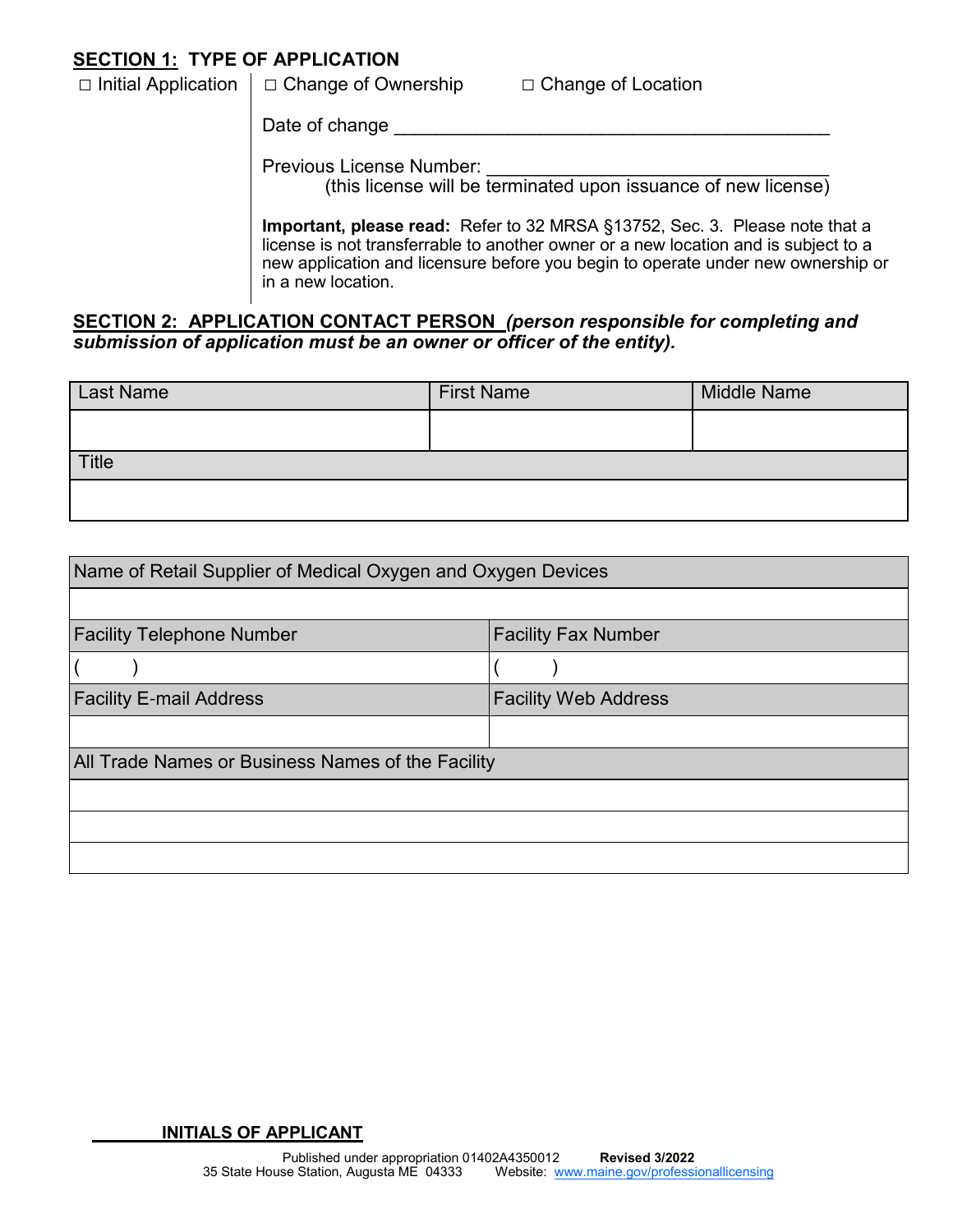**SECTION 1: TYPE OF APPLICATION**

☐ Initial Application | ☐ Change of Ownership ☐ Change of Location

Date of change ___________________________________________

Previous License Number: ________________________________
(this license will be terminated upon issuance of new license)

**Important, please read:** Refer to 32 MRSA §13752, Sec. 3. Please note that a license is not transferrable to another owner or a new location and is subject to a new application and licensure before you begin to operate under new ownership or in a new location.

**SECTION 2: APPLICATION CONTACT PERSON** ***(person responsible for completing and submission of application must be an owner or officer of the entity).***

| Last Name | First Name | Middle Name |
|---|---|---|
| | | |
| Title | | |
| | | |

| Name of Retail Supplier of Medical Oxygen and Oxygen Devices | |
|---|---|
| | |
| Facility Telephone Number | Facility Fax Number |
| (       ) | (       ) |
| Facility E-mail Address | Facility Web Address |
| | |
| All Trade Names or Business Names of the Facility | |
| | |
| | |
| | |

________ **INITIALS OF APPLICANT**

Published under appropriation 01402A4350012 **Revised 3/2022**
35 State House Station, Augusta ME 04333 Website: www.maine.gov/professionallicensing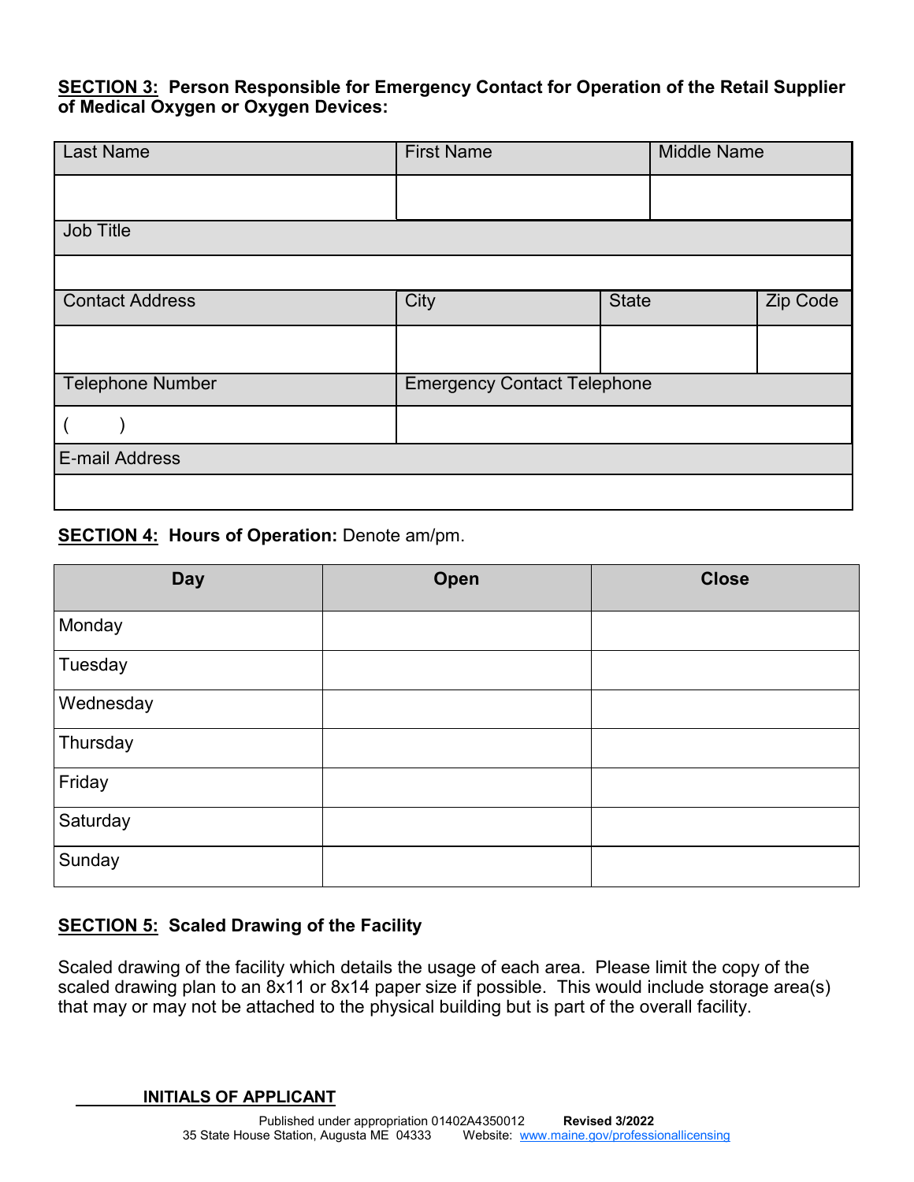**SECTION 3: Person Responsible for Emergency Contact for Operation of the Retail Supplier of Medical Oxygen or Oxygen Devices:**

| Last Name | First Name | Middle Name | |
|---|---|---|---|
| | | | |
| Job Title | | | |
| | | | |
| Contact Address | City | State | Zip Code |
| | | | |
| Telephone Number | Emergency Contact Telephone | | |
| (      ) | | | |
| E-mail Address | | | |
| | | | |

**SECTION 4: Hours of Operation:** Denote am/pm.

| Day | Open | Close |
|---|---|---|
| Monday | | |
| Tuesday | | |
| Wednesday | | |
| Thursday | | |
| Friday | | |
| Saturday | | |
| Sunday | | |

**SECTION 5: Scaled Drawing of the Facility**

Scaled drawing of the facility which details the usage of each area. Please limit the copy of the scaled drawing plan to an 8x11 or 8x14 paper size if possible. This would include storage area(s) that may or may not be attached to the physical building but is part of the overall facility.

________ **INITIALS OF APPLICANT**

Published under appropriation 01402A4350012 **Revised 3/2022**
35 State House Station, Augusta ME 04333 Website: www.maine.gov/professionallicensing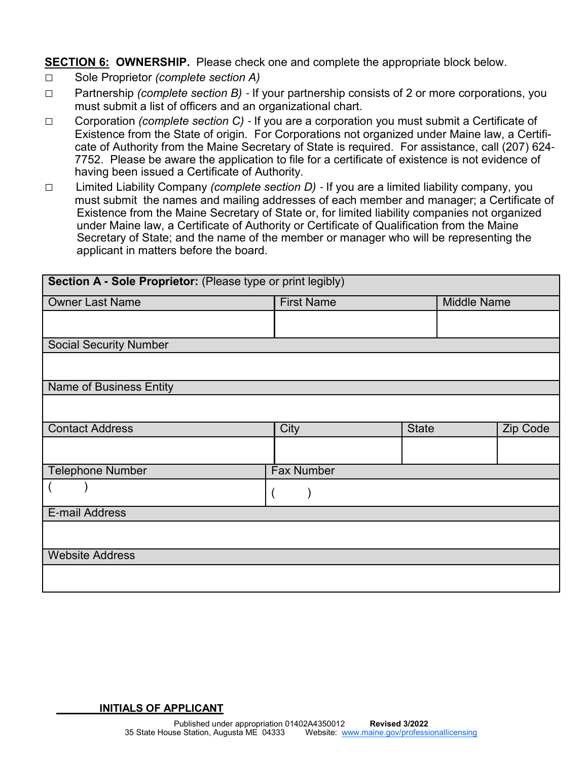**SECTION 6: OWNERSHIP.** Please check one and complete the appropriate block below.

- □ Sole Proprietor *(complete section A)*
- □ Partnership *(complete section B)* - If your partnership consists of 2 or more corporations, you must submit a list of officers and an organizational chart.
- □ Corporation *(complete section C)* - If you are a corporation you must submit a Certificate of Existence from the State of origin. For Corporations not organized under Maine law, a Certificate of Authority from the Maine Secretary of State is required. For assistance, call (207) 624-7752. Please be aware the application to file for a certificate of existence is not evidence of having been issued a Certificate of Authority.
- □ Limited Liability Company *(complete section D)* - If you are a limited liability company, you must submit the names and mailing addresses of each member and manager; a Certificate of Existence from the Maine Secretary of State or, for limited liability companies not organized under Maine law, a Certificate of Authority or Certificate of Qualification from the Maine Secretary of State; and the name of the member or manager who will be representing the applicant in matters before the board.

| **Section A - Sole Proprietor:** (Please type or print legibly) | | | |
|---|---|---|---|
| Owner Last Name | First Name | Middle Name | |
| | | | |
| Social Security Number | | | |
| | | | |
| Name of Business Entity | | | |
| | | | |
| Contact Address | City | State | Zip Code |
| | | | |
| Telephone Number | Fax Number | | |
| (     ) | (     ) | | |
| E-mail Address | | | |
| | | | |
| Website Address | | | |
| | | | |

________ **INITIALS OF APPLICANT**

Published under appropriation 01402A4350012 **Revised 3/2022**
35 State House Station, Augusta ME 04333 Website: www.maine.gov/professionallicensing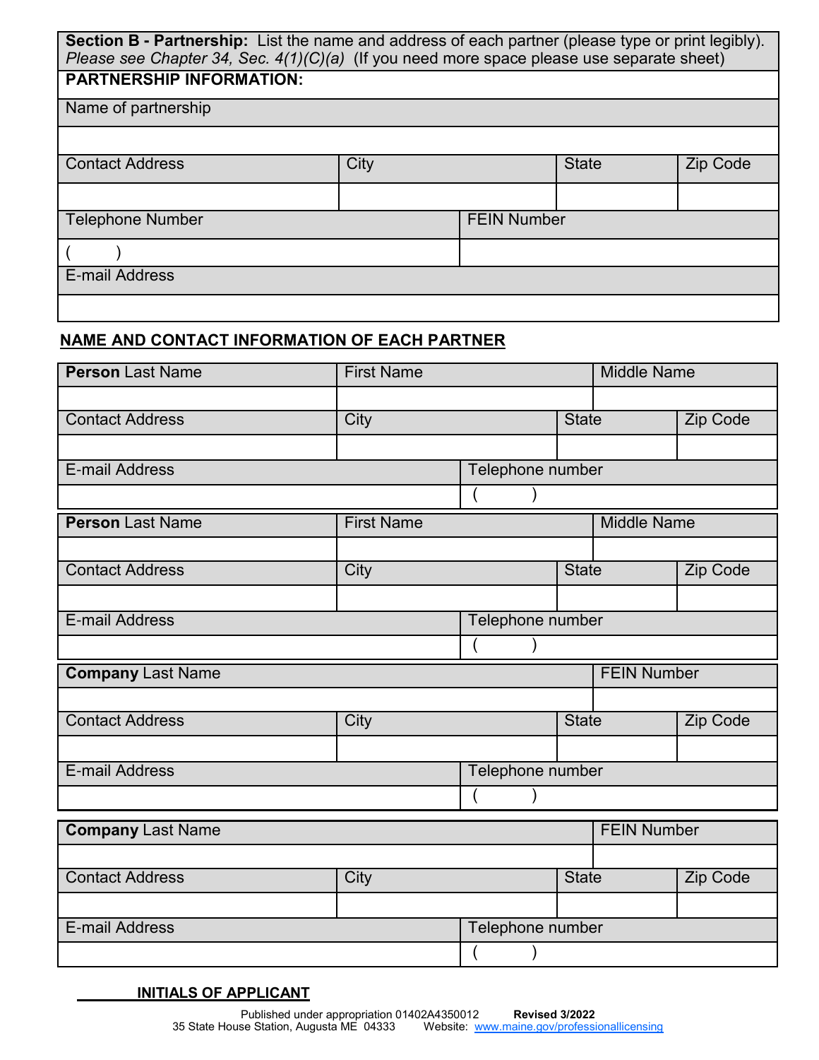**Section B - Partnership:** List the name and address of each partner (please type or print legibly). *Please see Chapter 34, Sec. 4(1)(C)(a)* (If you need more space please use separate sheet)

**PARTNERSHIP INFORMATION:**

| Name of partnership | | | |
|---|---|---|---|
| | | | |
| Contact Address | City | State | Zip Code |
| | | | |
| Telephone Number | | FEIN Number | |
| ( ) | | | |
| E-mail Address | | | |
| | | | |

**NAME AND CONTACT INFORMATION OF EACH PARTNER**

| **Person** Last Name | First Name | | Middle Name |
|---|---|---|---|
| | | | |
| Contact Address | City | State | Zip Code |
| | | | |
| E-mail Address | | Telephone number | |
| | | ( ) | |

| **Person** Last Name | First Name | | Middle Name |
|---|---|---|---|
| | | | |
| Contact Address | City | State | Zip Code |
| | | | |
| E-mail Address | | Telephone number | |
| | | ( ) | |

| **Company** Last Name | | | FEIN Number |
|---|---|---|---|
| | | | |
| Contact Address | City | State | Zip Code |
| | | | |
| E-mail Address | | Telephone number | |
| | | ( ) | |

| **Company** Last Name | | | FEIN Number |
|---|---|---|---|
| | | | |
| Contact Address | City | State | Zip Code |
| | | | |
| E-mail Address | | Telephone number | |
| | | ( ) | |

_______ **INITIALS OF APPLICANT**

Published under appropriation 01402A4350012 **Revised 3/2022**
35 State House Station, Augusta ME 04333 Website: www.maine.gov/professionallicensing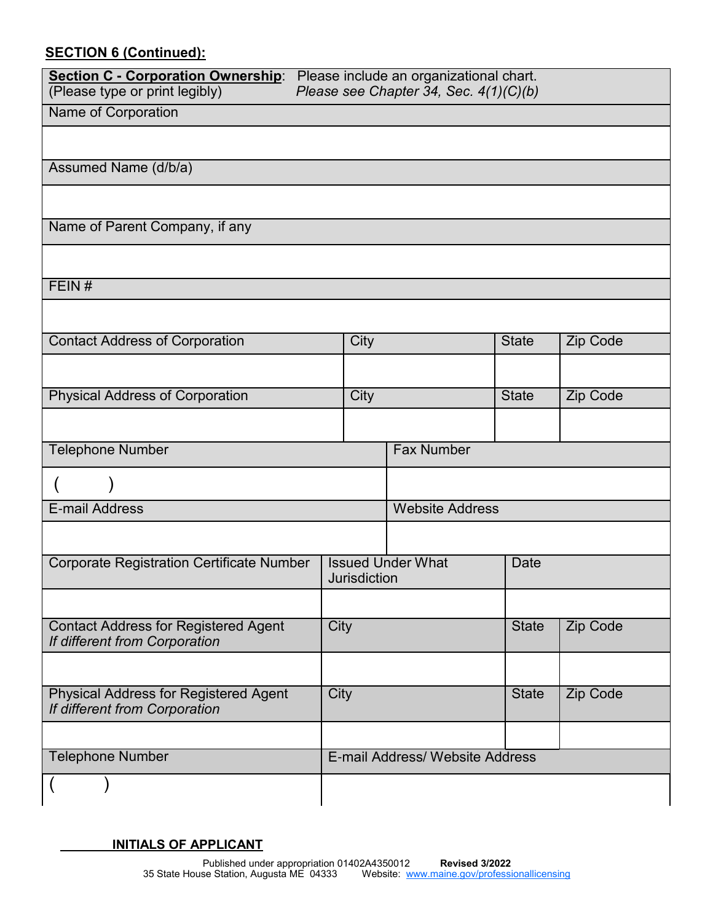**SECTION 6 (Continued):**

| **Section C - Corporation Ownership**: (Please type or print legibly) | Please include an organizational chart. *Please see Chapter 34, Sec. 4(1)(C)(b)* | | |
|---|---|---|---|
| Name of Corporation | | | |
| | | | |
| Assumed Name (d/b/a) | | | |
| | | | |
| Name of Parent Company, if any | | | |
| | | | |
| FEIN # | | | |
| | | | |
| Contact Address of Corporation | City | State | Zip Code |
| | | | |
| Physical Address of Corporation | City | State | Zip Code |
| | | | |
| Telephone Number | Fax Number | | |
| (          ) | | | |
| E-mail Address | Website Address | | |
| | | | |
| Corporate Registration Certificate Number | Issued Under What Jurisdiction | Date | |
| | | | |
| Contact Address for Registered Agent *If different from Corporation* | City | State | Zip Code |
| | | | |
| Physical Address for Registered Agent *If different from Corporation* | City | State | Zip Code |
| | | | |
| Telephone Number | E-mail Address/ Website Address | | |
| (          ) | | | |

________ **INITIALS OF APPLICANT**

Published under appropriation 01402A4350012 **Revised 3/2022**
35 State House Station, Augusta ME 04333 Website: www.maine.gov/professionallicensing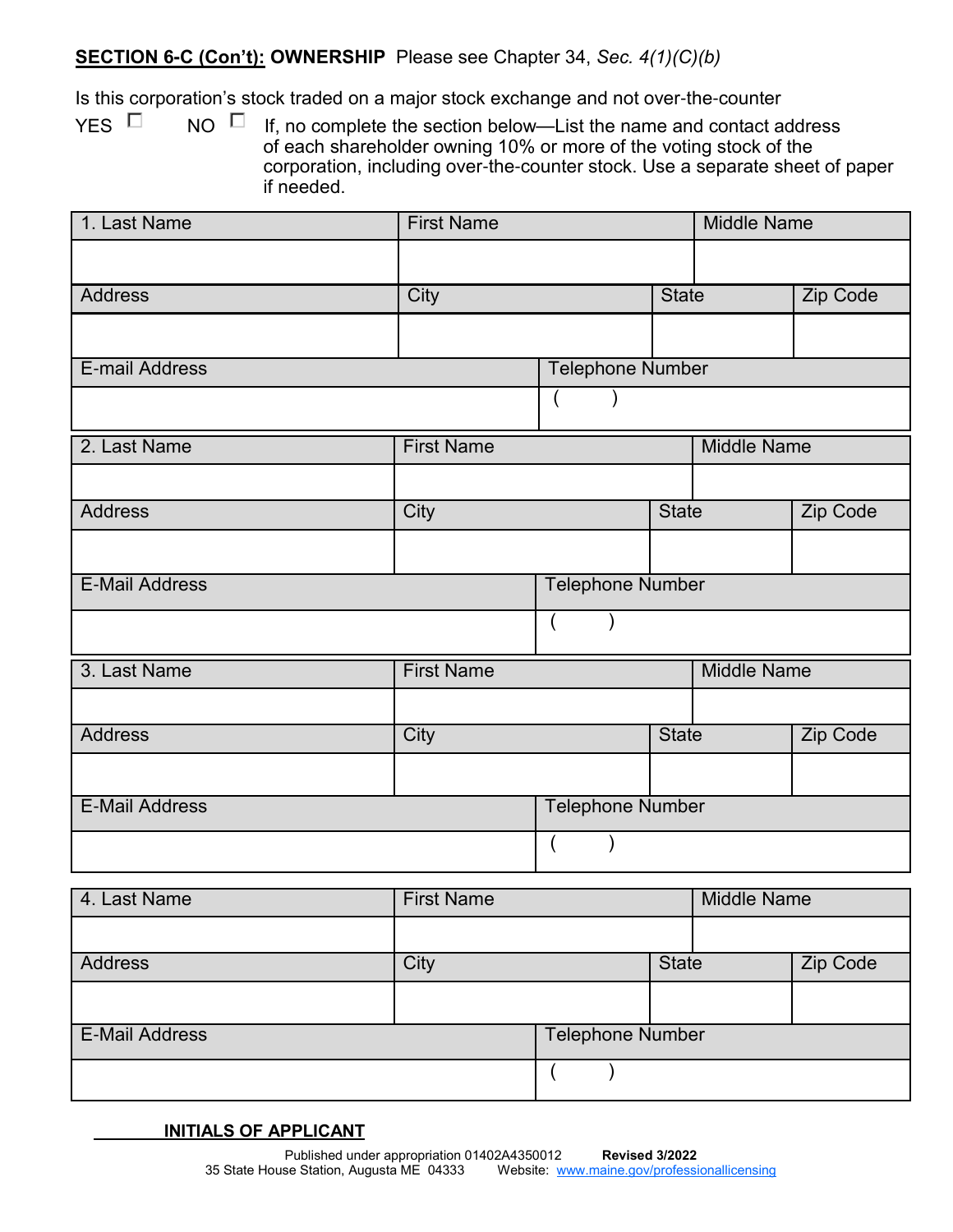**SECTION 6-C (Con't): OWNERSHIP** Please see Chapter 34, *Sec. 4(1)(C)(b)*

Is this corporation's stock traded on a major stock exchange and not over-the-counter

YES ☐ NO ☐ If, no complete the section below—List the name and contact address of each shareholder owning 10% or more of the voting stock of the corporation, including over-the-counter stock. Use a separate sheet of paper if needed.

| 1. Last Name | First Name | Middle Name | |
|---|---|---|---|
| | | | |
| Address | City | State | Zip Code |
| | | | |
| E-mail Address | Telephone Number | | |
| | (     ) | | |

| 2. Last Name | First Name | Middle Name | |
|---|---|---|---|
| | | | |
| Address | City | State | Zip Code |
| | | | |
| E-Mail Address | Telephone Number | | |
| | (     ) | | |

| 3. Last Name | First Name | Middle Name | |
|---|---|---|---|
| | | | |
| Address | City | State | Zip Code |
| | | | |
| E-Mail Address | Telephone Number | | |
| | (     ) | | |

| 4. Last Name | First Name | Middle Name | |
|---|---|---|---|
| | | | |
| Address | City | State | Zip Code |
| | | | |
| E-Mail Address | Telephone Number | | |
| | (     ) | | |

_________ **INITIALS OF APPLICANT**

Published under appropriation 01402A4350012 **Revised 3/2022**
35 State House Station, Augusta ME 04333 Website: www.maine.gov/professionallicensing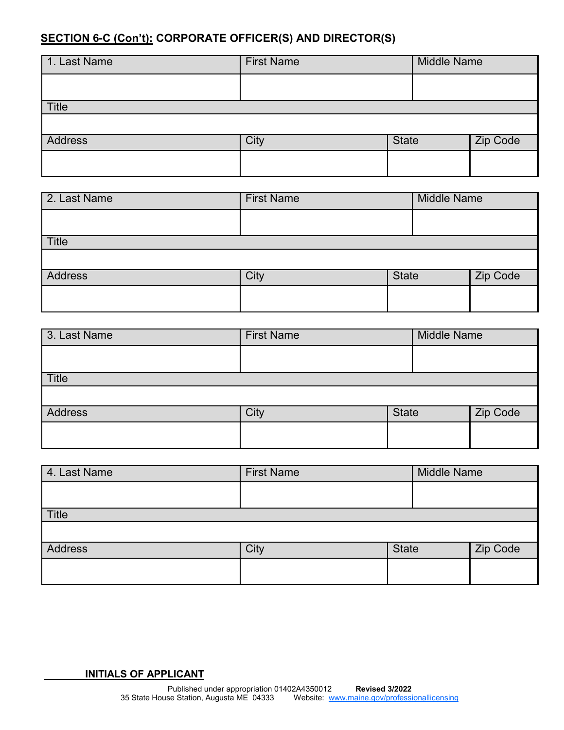**SECTION 6-C (Con't):** **CORPORATE OFFICER(S) AND DIRECTOR(S)**

| 1. Last Name | First Name | Middle Name | |
|---|---|---|---|
| | | | |
| Title | | | |
| | | | |
| Address | City | State | Zip Code |
| | | | |

| 2. Last Name | First Name | Middle Name | |
|---|---|---|---|
| | | | |
| Title | | | |
| | | | |
| Address | City | State | Zip Code |
| | | | |

| 3. Last Name | First Name | Middle Name | |
|---|---|---|---|
| | | | |
| Title | | | |
| | | | |
| Address | City | State | Zip Code |
| | | | |

| 4. Last Name | First Name | Middle Name | |
|---|---|---|---|
| | | | |
| Title | | | |
| | | | |
| Address | City | State | Zip Code |
| | | | |

_______ **INITIALS OF APPLICANT**

Published under appropriation 01402A4350012 **Revised 3/2022**
35 State House Station, Augusta ME 04333 Website: www.maine.gov/professionallicensing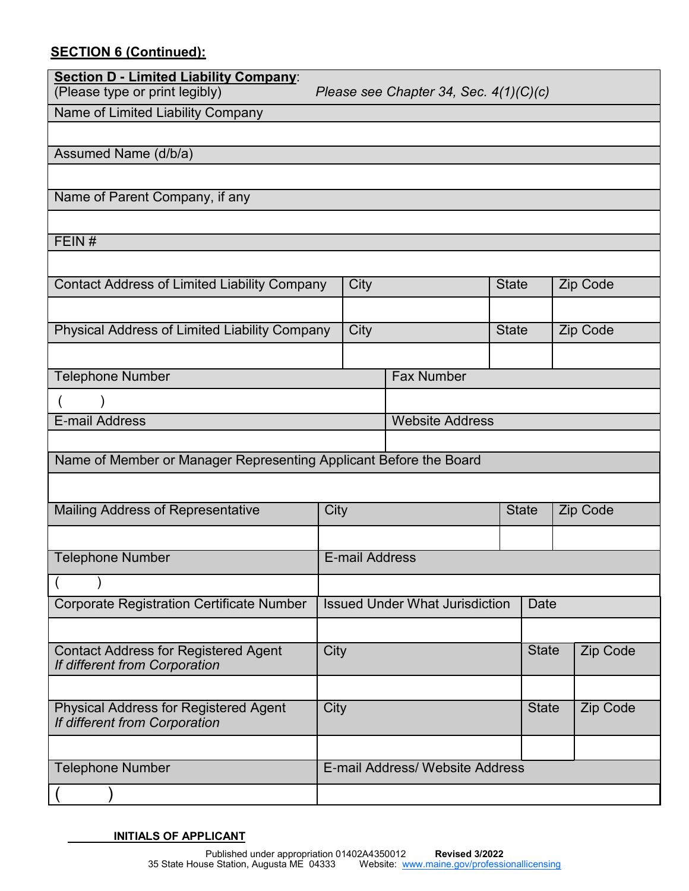**SECTION 6 (Continued):**

**Section D - Limited Liability Company**:
(Please type or print legibly) *Please see Chapter 34, Sec. 4(1)(C)(c)*

| Name of Limited Liability Company | | | |
|---|---|---|---|
| | | | |
| **Assumed Name (d/b/a)** | | | |
| | | | |
| **Name of Parent Company, if any** | | | |
| | | | |
| **FEIN #** | | | |
| | | | |
| **Contact Address of Limited Liability Company** | **City** | **State** | **Zip Code** |
| | | | |
| **Physical Address of Limited Liability Company** | **City** | **State** | **Zip Code** |
| | | | |
| **Telephone Number** | **Fax Number** | | |
| (     ) | | | |
| **E-mail Address** | **Website Address** | | |
| | | | |
| **Name of Member or Manager Representing Applicant Before the Board** | | | |
| | | | |
| **Mailing Address of Representative** | **City** | **State** | **Zip Code** |
| | | | |
| **Telephone Number** | **E-mail Address** | | |
| (     ) | | | |
| **Corporate Registration Certificate Number** | **Issued Under What Jurisdiction** | **Date** | |
| | | | |
| **Contact Address for Registered Agent** *If different from Corporation* | **City** | **State** | **Zip Code** |
| | | | |
| **Physical Address for Registered Agent** *If different from Corporation* | **City** | **State** | **Zip Code** |
| | | | |
| **Telephone Number** | **E-mail Address/ Website Address** | | |
| (     ) | | | |

______ **INITIALS OF APPLICANT**

Published under appropriation 01402A4350012 **Revised 3/2022**
35 State House Station, Augusta ME 04333 Website: www.maine.gov/professionallicensing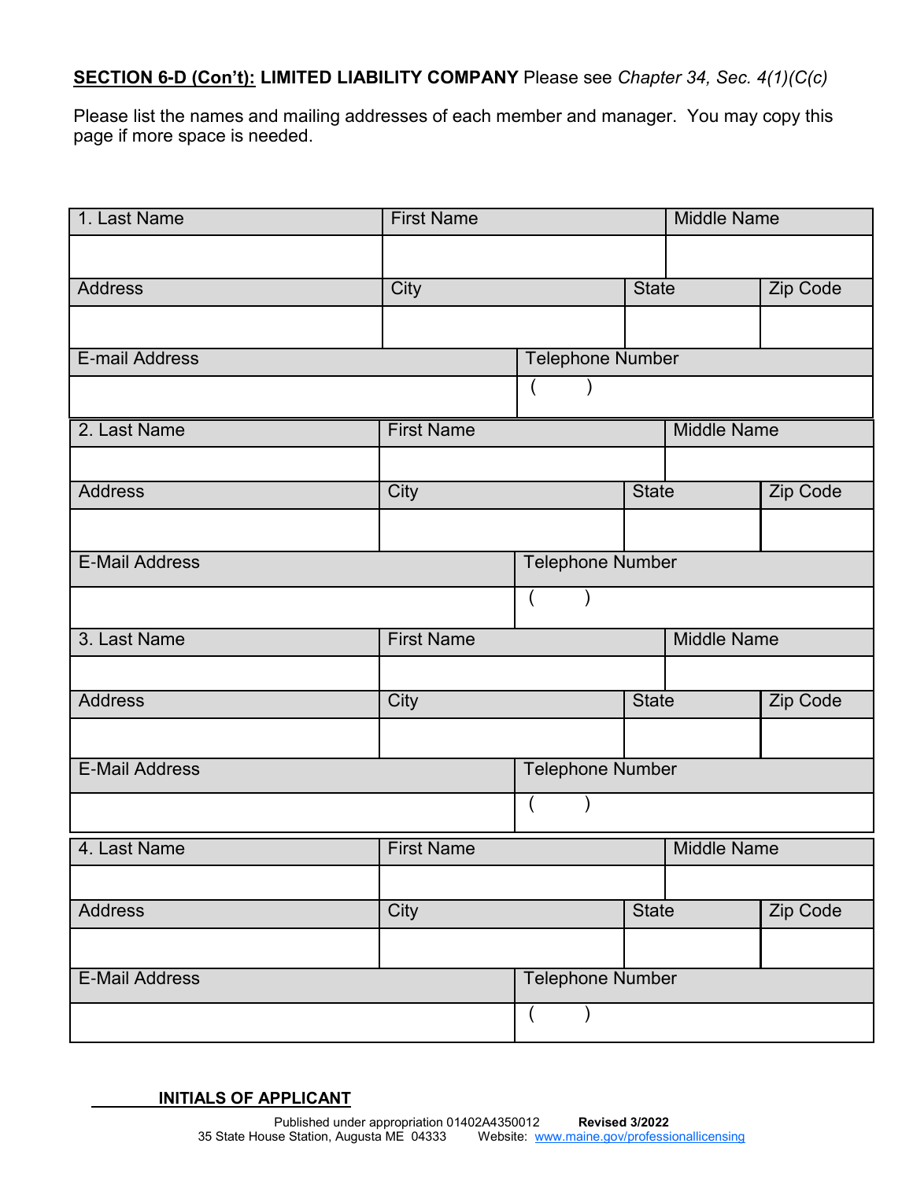**SECTION 6-D (Con't): LIMITED LIABILITY COMPANY** Please see *Chapter 34, Sec. 4(1)(C(c)*

Please list the names and mailing addresses of each member and manager. You may copy this page if more space is needed.

| 1. Last Name | First Name | | Middle Name |
|---|---|---|---|
| | | | |
| **Address** | **City** | **State** | **Zip Code** |
| | | | |
| **E-mail Address** | | **Telephone Number** | |
| | | ( ) | |

| 2. Last Name | First Name | | Middle Name |
|---|---|---|---|
| | | | |
| **Address** | **City** | **State** | **Zip Code** |
| | | | |
| **E-Mail Address** | | **Telephone Number** | |
| | | ( ) | |

| 3. Last Name | First Name | | Middle Name |
|---|---|---|---|
| | | | |
| **Address** | **City** | **State** | **Zip Code** |
| | | | |
| **E-Mail Address** | | **Telephone Number** | |
| | | ( ) | |

| 4. Last Name | First Name | | Middle Name |
|---|---|---|---|
| | | | |
| **Address** | **City** | **State** | **Zip Code** |
| | | | |
| **E-Mail Address** | | **Telephone Number** | |
| | | ( ) | |

_______ **INITIALS OF APPLICANT**

Published under appropriation 01402A4350012 **Revised 3/2022**
35 State House Station, Augusta ME 04333 Website: www.maine.gov/professionallicensing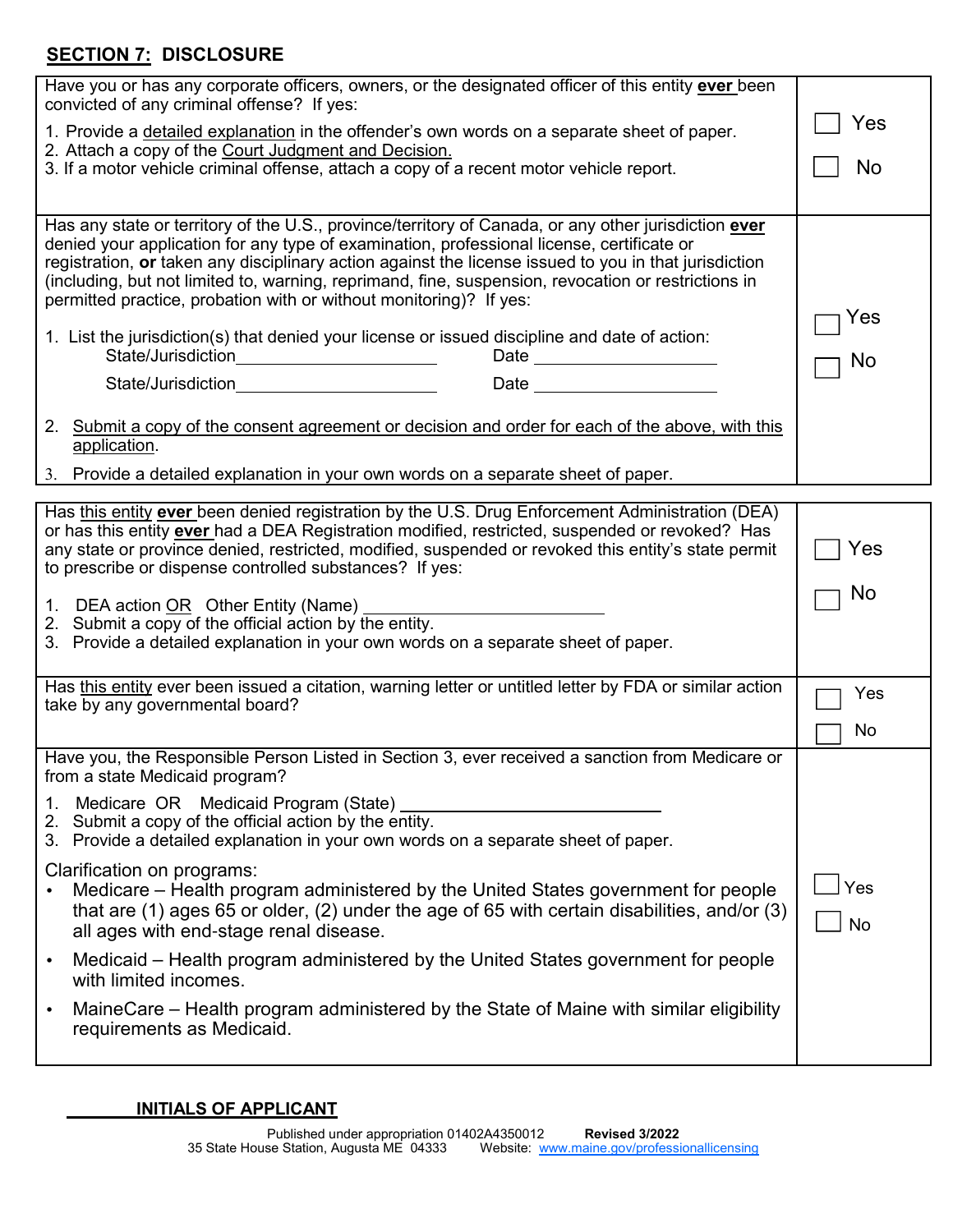## SECTION 7: DISCLOSURE

| Question | Answer |
|---|---|
| Have you or has any corporate officers, owners, or the designated officer of this entity **ever** been convicted of any criminal offense? If yes:<br>1. Provide a detailed explanation in the offender's own words on a separate sheet of paper.<br>2. Attach a copy of the Court Judgment and Decision.<br>3. If a motor vehicle criminal offense, attach a copy of a recent motor vehicle report. | ☐ Yes<br>☐ No |
| Has any state or territory of the U.S., province/territory of Canada, or any other jurisdiction **ever** denied your application for any type of examination, professional license, certificate or registration, **or** taken any disciplinary action against the license issued to you in that jurisdiction (including, but not limited to, warning, reprimand, fine, suspension, revocation or restrictions in permitted practice, probation with or without monitoring)? If yes:<br>1. List the jurisdiction(s) that denied your license or issued discipline and date of action:<br>State/Jurisdiction_____________________ Date ___________________<br>State/Jurisdiction_____________________ Date ___________________<br>2. Submit a copy of the consent agreement or decision and order for each of the above, with this application.<br>3. Provide a detailed explanation in your own words on a separate sheet of paper. | ☐ Yes<br>☐ No |

| Question | Answer |
|---|---|
| Has this entity **ever** been denied registration by the U.S. Drug Enforcement Administration (DEA) or has this entity **ever** had a DEA Registration modified, restricted, suspended or revoked? Has any state or province denied, restricted, modified, suspended or revoked this entity's state permit to prescribe or dispense controlled substances? If yes:<br>1. DEA action OR Other Entity (Name) _________________________<br>2. Submit a copy of the official action by the entity.<br>3. Provide a detailed explanation in your own words on a separate sheet of paper. | ☐ Yes<br>☐ No |
| Has this entity ever been issued a citation, warning letter or untitled letter by FDA or similar action take by any governmental board? | ☐ Yes<br>☐ No |
| Have you, the Responsible Person Listed in Section 3, ever received a sanction from Medicare or from a state Medicaid program?<br>1. Medicare OR Medicaid Program (State) _________________________<br>2. Submit a copy of the official action by the entity.<br>3. Provide a detailed explanation in your own words on a separate sheet of paper.<br>Clarification on programs:<br>• Medicare – Health program administered by the United States government for people that are (1) ages 65 or older, (2) under the age of 65 with certain disabilities, and/or (3) all ages with end-stage renal disease.<br>• Medicaid – Health program administered by the United States government for people with limited incomes.<br>• MaineCare – Health program administered by the State of Maine with similar eligibility requirements as Medicaid. | ☐ Yes<br>☐ No |

________ **INITIALS OF APPLICANT**

Published under appropriation 01402A4350012 **Revised 3/2022**
35 State House Station, Augusta ME 04333 Website: www.maine.gov/professionallicensing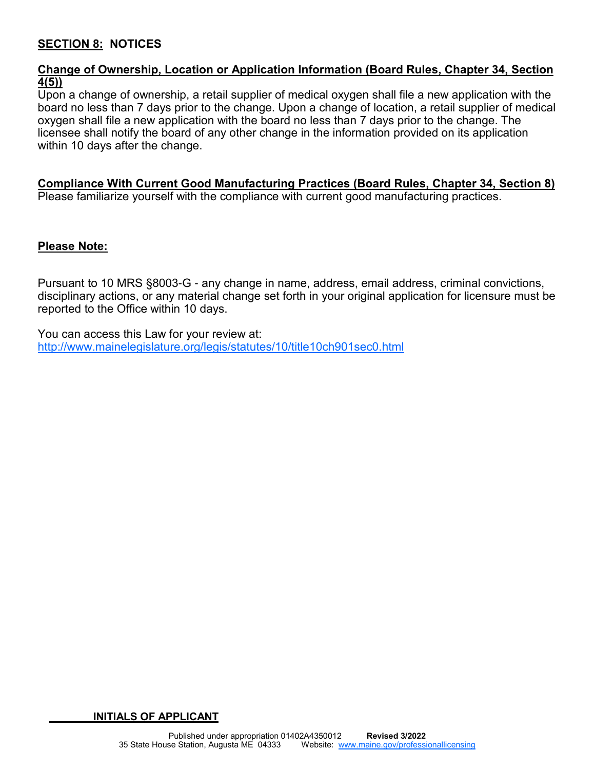## SECTION 8: NOTICES

**Change of Ownership, Location or Application Information (Board Rules, Chapter 34, Section 4(5))**

Upon a change of ownership, a retail supplier of medical oxygen shall file a new application with the board no less than 7 days prior to the change. Upon a change of location, a retail supplier of medical oxygen shall file a new application with the board no less than 7 days prior to the change. The licensee shall notify the board of any other change in the information provided on its application within 10 days after the change.

**Compliance With Current Good Manufacturing Practices (Board Rules, Chapter 34, Section 8)**

Please familiarize yourself with the compliance with current good manufacturing practices.

**Please Note:**

Pursuant to 10 MRS §8003-G - any change in name, address, email address, criminal convictions, disciplinary actions, or any material change set forth in your original application for licensure must be reported to the Office within 10 days.

You can access this Law for your review at:
http://www.mainelegislature.org/legis/statutes/10/title10ch901sec0.html

________ **INITIALS OF APPLICANT**

Published under appropriation 01402A4350012 **Revised 3/2022**
35 State House Station, Augusta ME 04333 Website: www.maine.gov/professionallicensing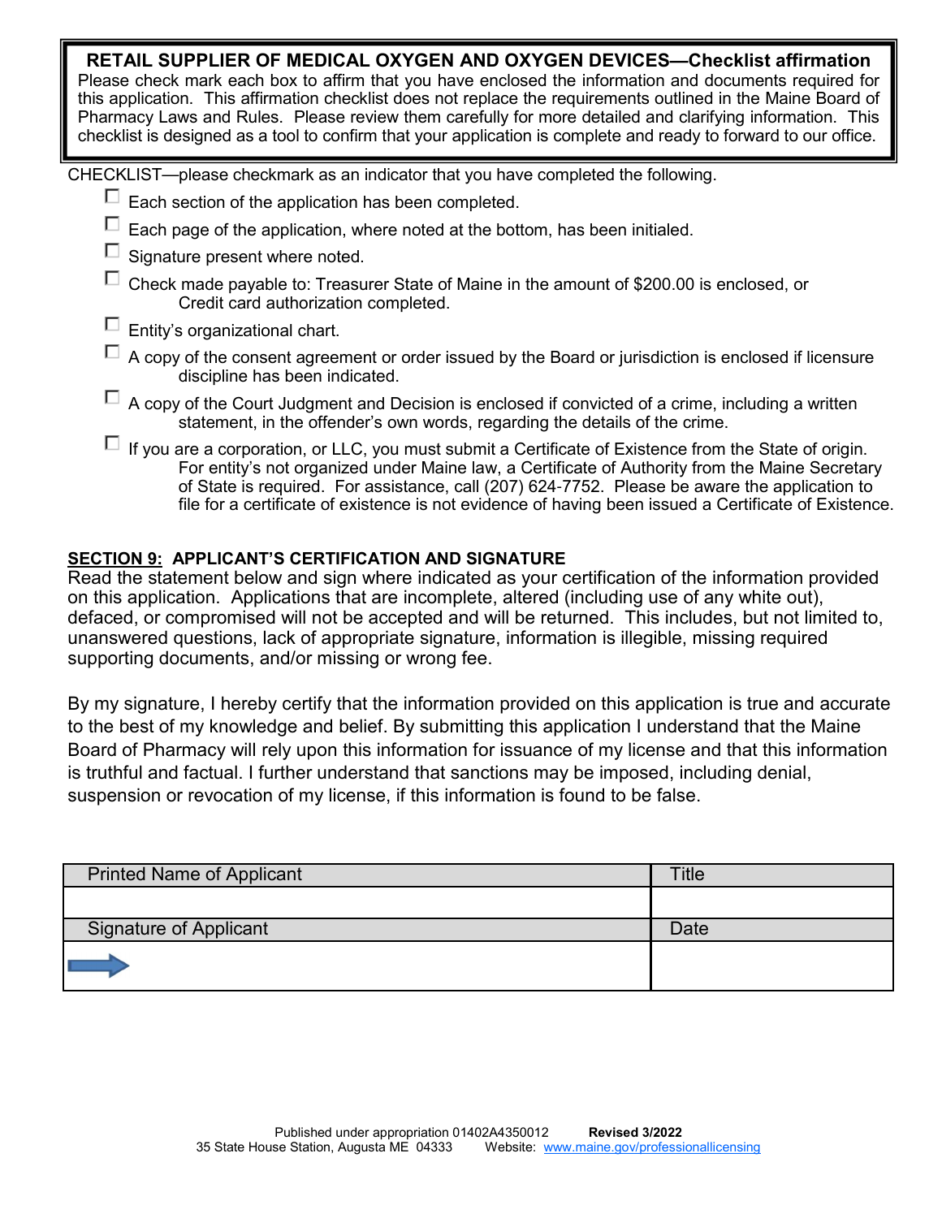**RETAIL SUPPLIER OF MEDICAL OXYGEN AND OXYGEN DEVICES—Checklist affirmation**

Please check mark each box to affirm that you have enclosed the information and documents required for this application. This affirmation checklist does not replace the requirements outlined in the Maine Board of Pharmacy Laws and Rules. Please review them carefully for more detailed and clarifying information. This checklist is designed as a tool to confirm that your application is complete and ready to forward to our office.

CHECKLIST—please checkmark as an indicator that you have completed the following.

- ☐ Each section of the application has been completed.
- ☐ Each page of the application, where noted at the bottom, has been initialed.
- ☐ Signature present where noted.
- ☐ Check made payable to: Treasurer State of Maine in the amount of $200.00 is enclosed, or Credit card authorization completed.
- ☐ Entity's organizational chart.
- ☐ A copy of the consent agreement or order issued by the Board or jurisdiction is enclosed if licensure discipline has been indicated.
- ☐ A copy of the Court Judgment and Decision is enclosed if convicted of a crime, including a written statement, in the offender's own words, regarding the details of the crime.
- ☐ If you are a corporation, or LLC, you must submit a Certificate of Existence from the State of origin. For entity's not organized under Maine law, a Certificate of Authority from the Maine Secretary of State is required. For assistance, call (207) 624-7752. Please be aware the application to file for a certificate of existence is not evidence of having been issued a Certificate of Existence.

## SECTION 9: APPLICANT'S CERTIFICATION AND SIGNATURE

Read the statement below and sign where indicated as your certification of the information provided on this application. Applications that are incomplete, altered (including use of any white out), defaced, or compromised will not be accepted and will be returned. This includes, but not limited to, unanswered questions, lack of appropriate signature, information is illegible, missing required supporting documents, and/or missing or wrong fee.

By my signature, I hereby certify that the information provided on this application is true and accurate to the best of my knowledge and belief. By submitting this application I understand that the Maine Board of Pharmacy will rely upon this information for issuance of my license and that this information is truthful and factual. I further understand that sanctions may be imposed, including denial, suspension or revocation of my license, if this information is found to be false.

| Printed Name of Applicant | Title |
| --- | --- |
| | |
| Signature of Applicant | Date |
| | |

Published under appropriation 01402A4350012 **Revised 3/2022**
35 State House Station, Augusta ME 04333 Website: www.maine.gov/professionallicensing